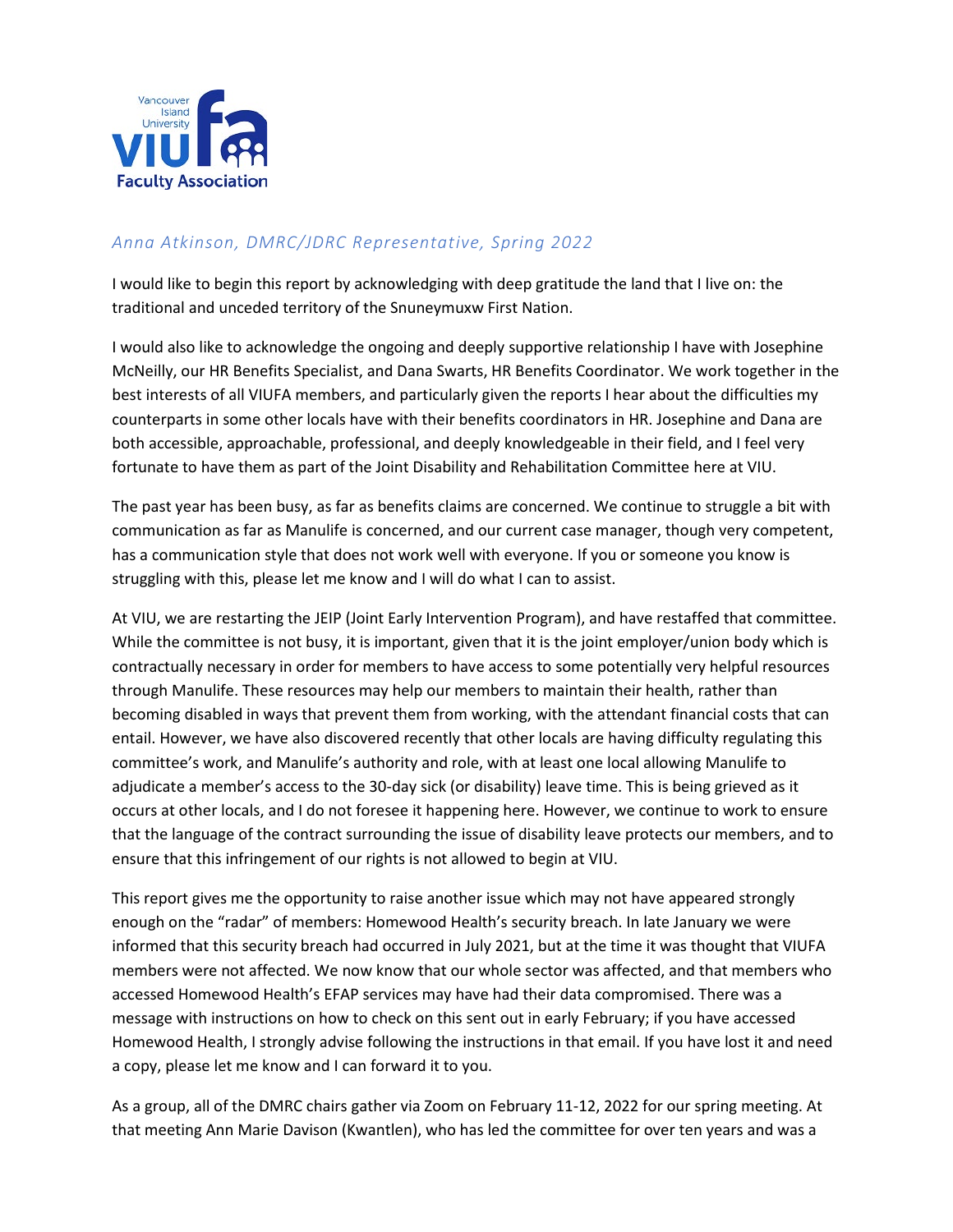*Anna Atkinson, DMRC/JDRC Representative, Spring 2022*

I would like to begin this report by acknowledging with deep gratitude the land that I live on: the traditional and unceded territory of the Snuneymuxw First Nation.

I would also like to acknowledge the ongoing and deeply supportive relationship I have with Josephine McNeilly, our HR Benefits Specialist, and Dana Swarts, HR Benefits Coordinator. We work together in the best interests of all VIUFA members, and particularly given the reports I hear about the difficulties my counterparts in some other locals have with their benefits coordinators in HR. Josephine and Dana are both accessible, approachable, professional, and deeply knowledgeable in their field, and I feel very fortunate to have them as part of the Joint Disability and Rehabilitation Committee here at VIU.

The past year has been busy, as far as benefits claims are concerned. We continue to struggle a bit with communication as far as Manulife is concerned, and our current case manager, though very competent, has a communication style that does not work well with everyone. If you or someone you know is struggling with this, please let me know and I will do what I can to assist.

At VIU, we are restarting the JEIP (Joint Early Intervention Program), and have restaffed that committee. While the committee is not busy, it is important, given that it is the joint employer/union body which is contractually necessary in order for members to have access to some potentially very helpful resources through Manulife. These resources may help our members to maintain their health, rather than becoming disabled in ways that prevent them from working, with the attendant financial costs that can entail. However, we have also discovered recently that other locals are having difficulty regulating this committee's work, and Manulife's authority and role, with at least one local allowing Manulife to adjudicate a member's access to the 30-day sick (or disability) leave time. This is being grieved as it occurs at other locals, and I do not foresee it happening here. However, we continue to work to ensure that the language of the contract surrounding the issue of disability leave protects our members, and to ensure that this infringement of our rights is not allowed to begin at VIU.

This report gives me the opportunity to raise another issue which may not have appeared strongly enough on the "radar" of members: Homewood Health's security breach. In late January we were informed that this security breach had occurred in July 2021, but at the time it was thought that VIUFA members were not affected. We now know that our whole sector was affected, and that members who accessed Homewood Health's EFAP services may have had their data compromised. There was a message with instructions on how to check on this sent out in early February; if you have accessed Homewood Health, I strongly advise following the instructions in that email. If you have lost it and need a copy, please let me know and I can forward it to you.

As a group, all of the DMRC chairs gather via Zoom on February 11-12, 2022 for our spring meeting. At that meeting Ann Marie Davison (Kwantlen), who has led the committee for over ten years and was a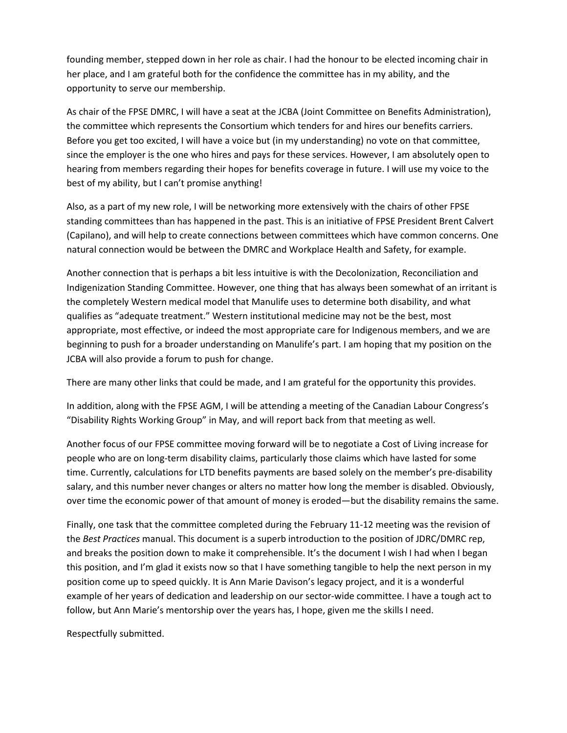founding member, stepped down in her role as chair. I had the honour to be elected incoming chair in her place, and I am grateful both for the confidence the committee has in my ability, and the opportunity to serve our membership.

As chair of the FPSE DMRC, I will have a seat at the JCBA (Joint Committee on Benefits Administration), the committee which represents the Consortium which tenders for and hires our benefits carriers. Before you get too excited, I will have a voice but (in my understanding) no vote on that committee, since the employer is the one who hires and pays for these services. However, I am absolutely open to hearing from members regarding their hopes for benefits coverage in future. I will use my voice to the best of my ability, but I can't promise anything!

Also, as a part of my new role, I will be networking more extensively with the chairs of other FPSE standing committees than has happened in the past. This is an initiative of FPSE President Brent Calvert (Capilano), and will help to create connections between committees which have common concerns. One natural connection would be between the DMRC and Workplace Health and Safety, for example.

Another connection that is perhaps a bit less intuitive is with the Decolonization, Reconciliation and Indigenization Standing Committee. However, one thing that has always been somewhat of an irritant is the completely Western medical model that Manulife uses to determine both disability, and what qualifies as "adequate treatment." Western institutional medicine may not be the best, most appropriate, most effective, or indeed the most appropriate care for Indigenous members, and we are beginning to push for a broader understanding on Manulife's part. I am hoping that my position on the JCBA will also provide a forum to push for change.

There are many other links that could be made, and I am grateful for the opportunity this provides.

In addition, along with the FPSE AGM, I will be attending a meeting of the Canadian Labour Congress's "Disability Rights Working Group" in May, and will report back from that meeting as well.

Another focus of our FPSE committee moving forward will be to negotiate a Cost of Living increase for people who are on long-term disability claims, particularly those claims which have lasted for some time. Currently, calculations for LTD benefits payments are based solely on the member's pre-disability salary, and this number never changes or alters no matter how long the member is disabled. Obviously, over time the economic power of that amount of money is eroded—but the disability remains the same.

Finally, one task that the committee completed during the February 11-12 meeting was the revision of the *Best Practices* manual. This document is a superb introduction to the position of JDRC/DMRC rep, and breaks the position down to make it comprehensible. It's the document I wish I had when I began this position, and I'm glad it exists now so that I have something tangible to help the next person in my position come up to speed quickly. It is Ann Marie Davison's legacy project, and it is a wonderful example of her years of dedication and leadership on our sector-wide committee. I have a tough act to follow, but Ann Marie's mentorship over the years has, I hope, given me the skills I need.

Respectfully submitted.